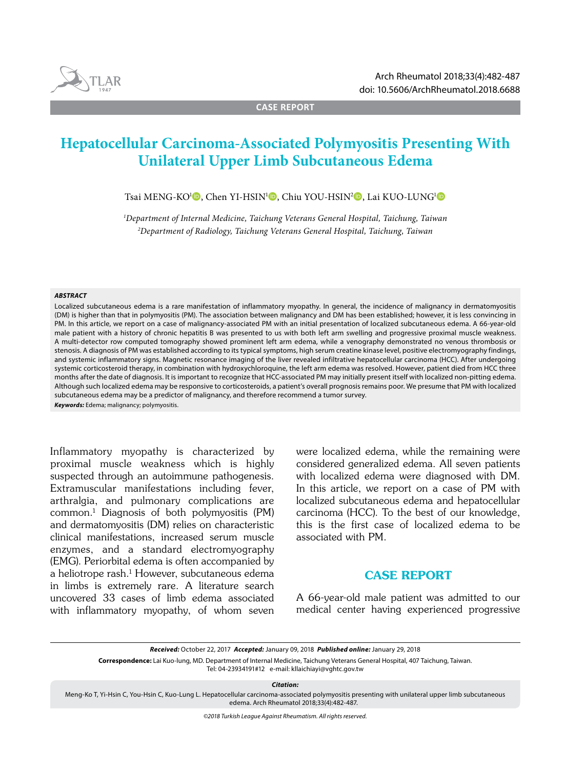CASE REPORT

# Hepatocellular Carcinoma-Associated Polymyositis Presenting With Unilateral Upper Limb Subcutaneous Edema

Tsai MENG-KO[1], Chen YI-HSIN[1], Chiu YOU-HSIN[2], Lai KUO-LUNG[1]

*[1]Department of Internal Medicine, Taichung Veterans General Hospital, Taichung, Taiwan*
*[2]Department of Radiology, Taichung Veterans General Hospital, Taichung, Taiwan*

***ABSTRACT***

Localized subcutaneous edema is a rare manifestation of inflammatory myopathy. In general, the incidence of malignancy in dermatomyositis (DM) is higher than that in polymyositis (PM). The association between malignancy and DM has been established; however, it is less convincing in PM. In this article, we report on a case of malignancy-associated PM with an initial presentation of localized subcutaneous edema. A 66-year-old male patient with a history of chronic hepatitis B was presented to us with both left arm swelling and progressive proximal muscle weakness. A multi-detector row computed tomography showed prominent left arm edema, while a venography demonstrated no venous thrombosis or stenosis. A diagnosis of PM was established according to its typical symptoms, high serum creatine kinase level, positive electromyography findings, and systemic inflammatory signs. Magnetic resonance imaging of the liver revealed infiltrative hepatocellular carcinoma (HCC). After undergoing systemic corticosteroid therapy, in combination with hydroxychloroquine, the left arm edema was resolved. However, patient died from HCC three months after the date of diagnosis. It is important to recognize that HCC-associated PM may initially present itself with localized non-pitting edema. Although such localized edema may be responsive to corticosteroids, a patient's overall prognosis remains poor. We presume that PM with localized subcutaneous edema may be a predictor of malignancy, and therefore recommend a tumor survey.

***Keywords:*** Edema; malignancy; polymyositis.

Inflammatory myopathy is characterized by proximal muscle weakness which is highly suspected through an autoimmune pathogenesis. Extramuscular manifestations including fever, arthralgia, and pulmonary complications are common.[1] Diagnosis of both polymyositis (PM) and dermatomyositis (DM) relies on characteristic clinical manifestations, increased serum muscle enzymes, and a standard electromyography (EMG). Periorbital edema is often accompanied by a heliotrope rash.[1] However, subcutaneous edema in limbs is extremely rare. A literature search uncovered 33 cases of limb edema associated with inflammatory myopathy, of whom seven were localized edema, while the remaining were considered generalized edema. All seven patients with localized edema were diagnosed with DM. In this article, we report on a case of PM with localized subcutaneous edema and hepatocellular carcinoma (HCC). To the best of our knowledge, this is the first case of localized edema to be associated with PM.

## CASE REPORT

A 66-year-old male patient was admitted to our medical center having experienced progressive

***Received:*** October 22, 2017 ***Accepted:*** January 09, 2018 ***Published online:*** January 29, 2018

**Correspondence:** Lai Kuo-lung, MD. Department of Internal Medicine, Taichung Veterans General Hospital, 407 Taichung, Taiwan. Tel: 04-23934191#12 e-mail: kllaichiayi@vghtc.gov.tw

***Citation:***
Meng-Ko T, Yi-Hsin C, You-Hsin C, Kuo-Lung L. Hepatocellular carcinoma-associated polymyositis presenting with unilateral upper limb subcutaneous edema. Arch Rheumatol 2018;33(4):482-487.

*©2018 Turkish League Against Rheumatism. All rights reserved.*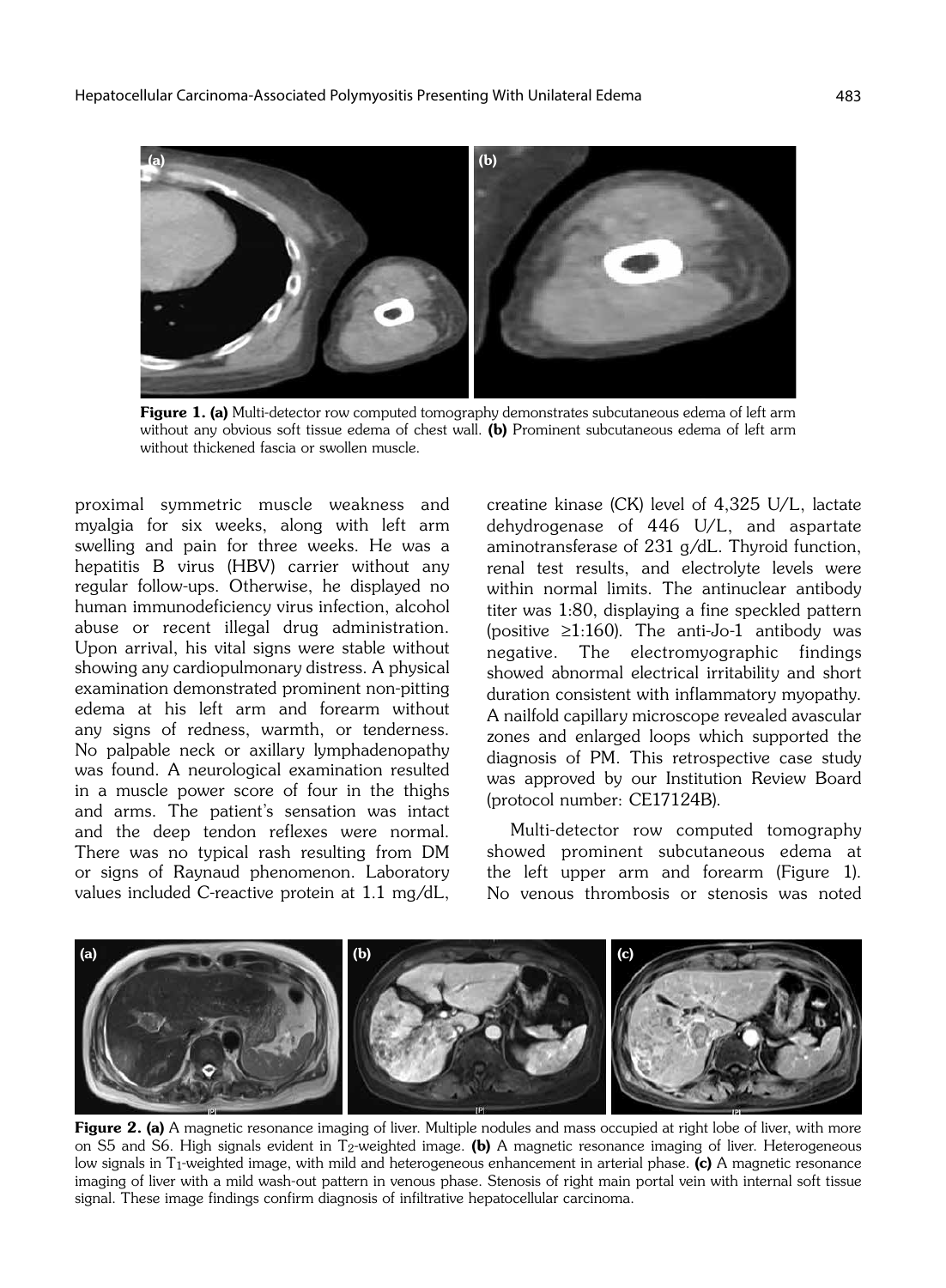**Figure 1. (a)** Multi-detector row computed tomography demonstrates subcutaneous edema of left arm without any obvious soft tissue edema of chest wall. **(b)** Prominent subcutaneous edema of left arm without thickened fascia or swollen muscle.

proximal symmetric muscle weakness and myalgia for six weeks, along with left arm swelling and pain for three weeks. He was a hepatitis B virus (HBV) carrier without any regular follow-ups. Otherwise, he displayed no human immunodeficiency virus infection, alcohol abuse or recent illegal drug administration. Upon arrival, his vital signs were stable without showing any cardiopulmonary distress. A physical examination demonstrated prominent non-pitting edema at his left arm and forearm without any signs of redness, warmth, or tenderness. No palpable neck or axillary lymphadenopathy was found. A neurological examination resulted in a muscle power score of four in the thighs and arms. The patient's sensation was intact and the deep tendon reflexes were normal. There was no typical rash resulting from DM or signs of Raynaud phenomenon. Laboratory values included C-reactive protein at 1.1 mg/dL, creatine kinase (CK) level of 4,325 U/L, lactate dehydrogenase of 446 U/L, and aspartate aminotransferase of 231 g/dL. Thyroid function, renal test results, and electrolyte levels were within normal limits. The antinuclear antibody titer was 1:80, displaying a fine speckled pattern (positive ≥1:160). The anti-Jo-1 antibody was negative. The electromyographic findings showed abnormal electrical irritability and short duration consistent with inflammatory myopathy. A nailfold capillary microscope revealed avascular zones and enlarged loops which supported the diagnosis of PM. This retrospective case study was approved by our Institution Review Board (protocol number: CE17124B).

Multi-detector row computed tomography showed prominent subcutaneous edema at the left upper arm and forearm (Figure 1). No venous thrombosis or stenosis was noted

**Figure 2. (a)** A magnetic resonance imaging of liver. Multiple nodules and mass occupied at right lobe of liver, with more on S5 and S6. High signals evident in $T_2$-weighted image. **(b)** A magnetic resonance imaging of liver. Heterogeneous low signals in $T_1$-weighted image, with mild and heterogeneous enhancement in arterial phase. **(c)** A magnetic resonance imaging of liver with a mild wash-out pattern in venous phase. Stenosis of right main portal vein with internal soft tissue signal. These image findings confirm diagnosis of infiltrative hepatocellular carcinoma.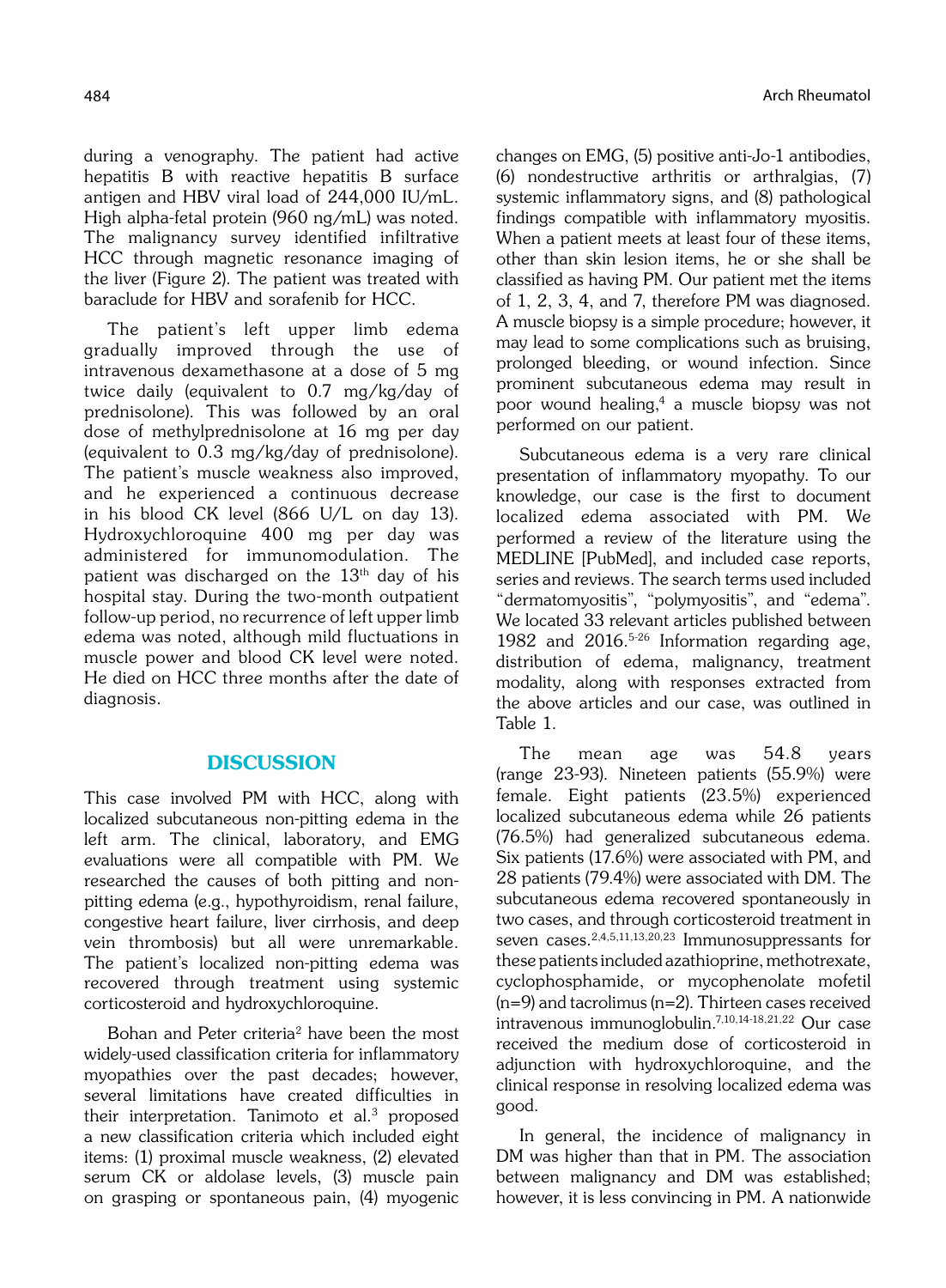during a venography. The patient had active hepatitis B with reactive hepatitis B surface antigen and HBV viral load of 244,000 IU/mL. High alpha-fetal protein (960 ng/mL) was noted. The malignancy survey identified infiltrative HCC through magnetic resonance imaging of the liver (Figure 2). The patient was treated with baraclude for HBV and sorafenib for HCC.

The patient's left upper limb edema gradually improved through the use of intravenous dexamethasone at a dose of 5 mg twice daily (equivalent to 0.7 mg/kg/day of prednisolone). This was followed by an oral dose of methylprednisolone at 16 mg per day (equivalent to 0.3 mg/kg/day of prednisolone). The patient's muscle weakness also improved, and he experienced a continuous decrease in his blood CK level (866 U/L on day 13). Hydroxychloroquine 400 mg per day was administered for immunomodulation. The patient was discharged on the 13th day of his hospital stay. During the two-month outpatient follow-up period, no recurrence of left upper limb edema was noted, although mild fluctuations in muscle power and blood CK level were noted. He died on HCC three months after the date of diagnosis.

## DISCUSSION

This case involved PM with HCC, along with localized subcutaneous non-pitting edema in the left arm. The clinical, laboratory, and EMG evaluations were all compatible with PM. We researched the causes of both pitting and non-pitting edema (e.g., hypothyroidism, renal failure, congestive heart failure, liver cirrhosis, and deep vein thrombosis) but all were unremarkable. The patient's localized non-pitting edema was recovered through treatment using systemic corticosteroid and hydroxychloroquine.

Bohan and Peter criteria[2] have been the most widely-used classification criteria for inflammatory myopathies over the past decades; however, several limitations have created difficulties in their interpretation. Tanimoto et al.[3] proposed a new classification criteria which included eight items: (1) proximal muscle weakness, (2) elevated serum CK or aldolase levels, (3) muscle pain on grasping or spontaneous pain, (4) myogenic changes on EMG, (5) positive anti-Jo-1 antibodies, (6) nondestructive arthritis or arthralgias, (7) systemic inflammatory signs, and (8) pathological findings compatible with inflammatory myositis. When a patient meets at least four of these items, other than skin lesion items, he or she shall be classified as having PM. Our patient met the items of 1, 2, 3, 4, and 7, therefore PM was diagnosed. A muscle biopsy is a simple procedure; however, it may lead to some complications such as bruising, prolonged bleeding, or wound infection. Since prominent subcutaneous edema may result in poor wound healing,[4] a muscle biopsy was not performed on our patient.

Subcutaneous edema is a very rare clinical presentation of inflammatory myopathy. To our knowledge, our case is the first to document localized edema associated with PM. We performed a review of the literature using the MEDLINE [PubMed], and included case reports, series and reviews. The search terms used included "dermatomyositis", "polymyositis", and "edema". We located 33 relevant articles published between 1982 and 2016.[5-26] Information regarding age, distribution of edema, malignancy, treatment modality, along with responses extracted from the above articles and our case, was outlined in Table 1.

The mean age was 54.8 years (range 23-93). Nineteen patients (55.9%) were female. Eight patients (23.5%) experienced localized subcutaneous edema while 26 patients (76.5%) had generalized subcutaneous edema. Six patients (17.6%) were associated with PM, and 28 patients (79.4%) were associated with DM. The subcutaneous edema recovered spontaneously in two cases, and through corticosteroid treatment in seven cases.[2,4,5,11,13,20,23] Immunosuppressants for these patients included azathioprine, methotrexate, cyclophosphamide, or mycophenolate mofetil (n=9) and tacrolimus (n=2). Thirteen cases received intravenous immunoglobulin.[7,10,14-18,21,22] Our case received the medium dose of corticosteroid in adjunction with hydroxychloroquine, and the clinical response in resolving localized edema was good.

In general, the incidence of malignancy in DM was higher than that in PM. The association between malignancy and DM was established; however, it is less convincing in PM. A nationwide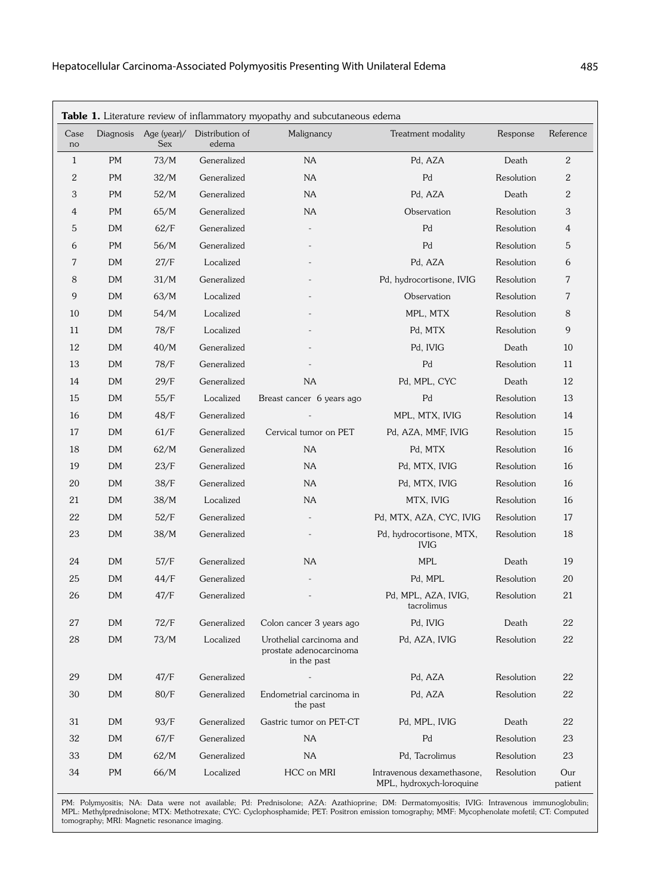**Table 1.** Literature review of inflammatory myopathy and subcutaneous edema

| Case no | Diagnosis | Age (year)/ Sex | Distribution of edema | Malignancy | Treatment modality | Response | Reference |
|---|---|---|---|---|---|---|---|
| 1 | PM | 73/M | Generalized | NA | Pd, AZA | Death | 2 |
| 2 | PM | 32/M | Generalized | NA | Pd | Resolution | 2 |
| 3 | PM | 52/M | Generalized | NA | Pd, AZA | Death | 2 |
| 4 | PM | 65/M | Generalized | NA | Observation | Resolution | 3 |
| 5 | DM | 62/F | Generalized | - | Pd | Resolution | 4 |
| 6 | PM | 56/M | Generalized | - | Pd | Resolution | 5 |
| 7 | DM | 27/F | Localized | - | Pd, AZA | Resolution | 6 |
| 8 | DM | 31/M | Generalized | - | Pd, hydrocortisone, IVIG | Resolution | 7 |
| 9 | DM | 63/M | Localized | - | Observation | Resolution | 7 |
| 10 | DM | 54/M | Localized | - | MPL, MTX | Resolution | 8 |
| 11 | DM | 78/F | Localized | - | Pd, MTX | Resolution | 9 |
| 12 | DM | 40/M | Generalized | - | Pd, IVIG | Death | 10 |
| 13 | DM | 78/F | Generalized | - | Pd | Resolution | 11 |
| 14 | DM | 29/F | Generalized | NA | Pd, MPL, CYC | Death | 12 |
| 15 | DM | 55/F | Localized | Breast cancer 6 years ago | Pd | Resolution | 13 |
| 16 | DM | 48/F | Generalized | - | MPL, MTX, IVIG | Resolution | 14 |
| 17 | DM | 61/F | Generalized | Cervical tumor on PET | Pd, AZA, MMF, IVIG | Resolution | 15 |
| 18 | DM | 62/M | Generalized | NA | Pd, MTX | Resolution | 16 |
| 19 | DM | 23/F | Generalized | NA | Pd, MTX, IVIG | Resolution | 16 |
| 20 | DM | 38/F | Generalized | NA | Pd, MTX, IVIG | Resolution | 16 |
| 21 | DM | 38/M | Localized | NA | MTX, IVIG | Resolution | 16 |
| 22 | DM | 52/F | Generalized | - | Pd, MTX, AZA, CYC, IVIG | Resolution | 17 |
| 23 | DM | 38/M | Generalized | - | Pd, hydrocortisone, MTX, IVIG | Resolution | 18 |
| 24 | DM | 57/F | Generalized | NA | MPL | Death | 19 |
| 25 | DM | 44/F | Generalized | - | Pd, MPL | Resolution | 20 |
| 26 | DM | 47/F | Generalized | - | Pd, MPL, AZA, IVIG, tacrolimus | Resolution | 21 |
| 27 | DM | 72/F | Generalized | Colon cancer 3 years ago | Pd, IVIG | Death | 22 |
| 28 | DM | 73/M | Localized | Urothelial carcinoma and prostate adenocarcinoma in the past | Pd, AZA, IVIG | Resolution | 22 |
| 29 | DM | 47/F | Generalized | - | Pd, AZA | Resolution | 22 |
| 30 | DM | 80/F | Generalized | Endometrial carcinoma in the past | Pd, AZA | Resolution | 22 |
| 31 | DM | 93/F | Generalized | Gastric tumor on PET-CT | Pd, MPL, IVIG | Death | 22 |
| 32 | DM | 67/F | Generalized | NA | Pd | Resolution | 23 |
| 33 | DM | 62/M | Generalized | NA | Pd, Tacrolimus | Resolution | 23 |
| 34 | PM | 66/M | Localized | HCC on MRI | Intravenous dexamethasone, MPL, hydroxych-loroquine | Resolution | Our patient |

PM: Polymyositis; NA: Data were not available; Pd: Prednisolone; AZA: Azathioprine; DM: Dermatomyositis; IVIG: Intravenous immunoglobulin; MPL: Methylprednisolone; MTX: Methotrexate; CYC: Cyclophosphamide; PET: Positron emission tomography; MMF: Mycophenolate mofetil; CT: Computed tomography; MRI: Magnetic resonance imaging.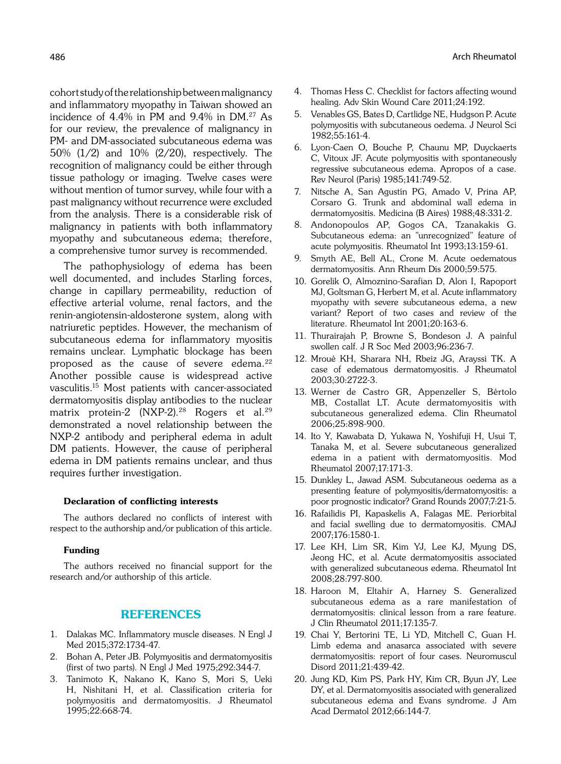cohort study of the relationship between malignancy and inflammatory myopathy in Taiwan showed an incidence of 4.4% in PM and 9.4% in DM.[27] As for our review, the prevalence of malignancy in PM- and DM-associated subcutaneous edema was 50% (1/2) and 10% (2/20), respectively. The recognition of malignancy could be either through tissue pathology or imaging. Twelve cases were without mention of tumor survey, while four with a past malignancy without recurrence were excluded from the analysis. There is a considerable risk of malignancy in patients with both inflammatory myopathy and subcutaneous edema; therefore, a comprehensive tumor survey is recommended.

The pathophysiology of edema has been well documented, and includes Starling forces, change in capillary permeability, reduction of effective arterial volume, renal factors, and the renin-angiotensin-aldosterone system, along with natriuretic peptides. However, the mechanism of subcutaneous edema for inflammatory myositis remains unclear. Lymphatic blockage has been proposed as the cause of severe edema.[22] Another possible cause is widespread active vasculitis.[15] Most patients with cancer-associated dermatomyositis display antibodies to the nuclear matrix protein-2 (NXP-2).[28] Rogers *et* al.[29] demonstrated a novel relationship between the NXP-2 antibody and peripheral edema in adult DM patients. However, the cause of peripheral edema in DM patients remains unclear, and thus requires further investigation.

#### Declaration of conflicting interests

The authors declared no conflicts of interest with respect to the authorship and/or publication of this article.

#### Funding

The authors received no financial support for the research and/or authorship of this article.

## REFERENCES

1. Dalakas MC. Inflammatory muscle diseases. N Engl J Med 2015;372:1734-47.
2. Bohan A, Peter JB. Polymyositis and dermatomyositis (first of two parts). N Engl J Med 1975;292:344-7.
3. Tanimoto K, Nakano K, Kano S, Mori S, Ueki H, Nishitani H, et al. Classification criteria for polymyositis and dermatomyositis. J Rheumatol 1995;22:668-74.
4. Thomas Hess C. Checklist for factors affecting wound healing. Adv Skin Wound Care 2011;24:192.
5. Venables GS, Bates D, Cartlidge NE, Hudgson P. Acute polymyositis with subcutaneous oedema. J Neurol Sci 1982;55:161-4.
6. Lyon-Caen O, Bouche P, Chaunu MP, Duyckaerts C, Vitoux JF. Acute polymyositis with spontaneously regressive subcutaneous edema. Apropos of a case. Rev Neurol (Paris) 1985;141:749-52.
7. Nitsche A, San Agustín PG, Amado V, Prina AP, Corsaro G. Trunk and abdominal wall edema in dermatomyositis. Medicina (B Aires) 1988;48:331-2.
8. Andonopoulos AP, Gogos CA, Tzanakakis G. Subcutaneous edema: an "unrecognized" feature of acute polymyositis. Rheumatol Int 1993;13:159-61.
9. Smyth AE, Bell AL, Crone M. Acute oedematous dermatomyositis. Ann Rheum Dis 2000;59:575.
10. Gorelik O, Almoznino-Sarafian D, Alon I, Rapoport MJ, Goltsman G, Herbert M, et al. Acute inflammatory myopathy with severe subcutaneous edema, a new variant? Report of two cases and review of the literature. Rheumatol Int 2001;20:163-6.
11. Thurairajah P, Browne S, Bondeson J. A painful swollen calf. J R Soc Med 2003;96:236-7.
12. Mroué KH, Sharara NH, Rbeiz JG, Arayssi TK. A case of edematous dermatomyositis. J Rheumatol 2003;30:2722-3.
13. Werner de Castro GR, Appenzeller S, Bértolo MB, Costallat LT. Acute dermatomyositis with subcutaneous generalized edema. Clin Rheumatol 2006;25:898-900.
14. Ito Y, Kawabata D, Yukawa N, Yoshifuji H, Usui T, Tanaka M, et al. Severe subcutaneous generalized edema in a patient with dermatomyositis. Mod Rheumatol 2007;17:171-3.
15. Dunkley L, Jawad ASM. Subcutaneous oedema as a presenting feature of polymyositis/dermatomyositis: a poor prognostic indicator? Grand Rounds 2007;7:21-5.
16. Rafailidis PI, Kapaskelis A, Falagas ME. Periorbital and facial swelling due to dermatomyositis. CMAJ 2007;176:1580-1.
17. Lee KH, Lim SR, Kim YJ, Lee KJ, Myung DS, Jeong HC, et al. Acute dermatomyositis associated with generalized subcutaneous edema. Rheumatol Int 2008;28:797-800.
18. Haroon M, Eltahir A, Harney S. Generalized subcutaneous edema as a rare manifestation of dermatomyositis: clinical lesson from a rare feature. J Clin Rheumatol 2011;17:135-7.
19. Chai Y, Bertorini TE, Li YD, Mitchell C, Guan H. Limb edema and anasarca associated with severe dermatomyositis: report of four cases. Neuromuscul Disord 2011;21:439-42.
20. Jung KD, Kim PS, Park HY, Kim CR, Byun JY, Lee DY, et al. Dermatomyositis associated with generalized subcutaneous edema and Evans syndrome. J Am Acad Dermatol 2012;66:144-7.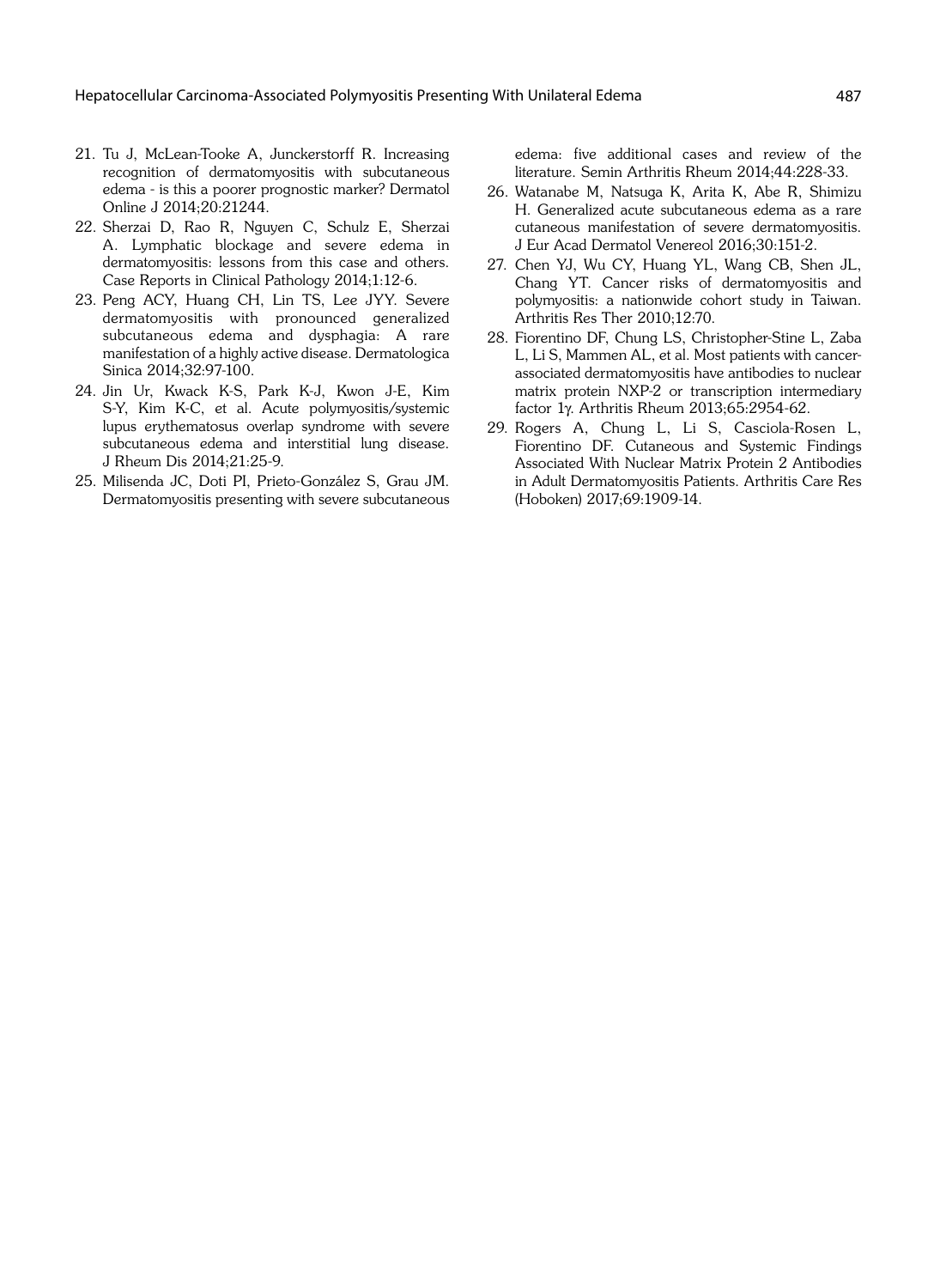21. Tu J, McLean-Tooke A, Junckerstorff R. Increasing recognition of dermatomyositis with subcutaneous edema - is this a poorer prognostic marker? Dermatol Online J 2014;20:21244.
22. Sherzai D, Rao R, Nguyen C, Schulz E, Sherzai A. Lymphatic blockage and severe edema in dermatomyositis: lessons from this case and others. Case Reports in Clinical Pathology 2014;1:12-6.
23. Peng ACY, Huang CH, Lin TS, Lee JYY. Severe dermatomyositis with pronounced generalized subcutaneous edema and dysphagia: A rare manifestation of a highly active disease. Dermatologica Sinica 2014;32:97-100.
24. Jin Ur, Kwack K-S, Park K-J, Kwon J-E, Kim S-Y, Kim K-C, et al. Acute polymyositis/systemic lupus erythematosus overlap syndrome with severe subcutaneous edema and interstitial lung disease. J Rheum Dis 2014;21:25-9.
25. Milisenda JC, Doti PI, Prieto-González S, Grau JM. Dermatomyositis presenting with severe subcutaneous edema: five additional cases and review of the literature. Semin Arthritis Rheum 2014;44:228-33.
26. Watanabe M, Natsuga K, Arita K, Abe R, Shimizu H. Generalized acute subcutaneous edema as a rare cutaneous manifestation of severe dermatomyositis. J Eur Acad Dermatol Venereol 2016;30:151-2.
27. Chen YJ, Wu CY, Huang YL, Wang CB, Shen JL, Chang YT. Cancer risks of dermatomyositis and polymyositis: a nationwide cohort study in Taiwan. Arthritis Res Ther 2010;12:70.
28. Fiorentino DF, Chung LS, Christopher-Stine L, Zaba L, Li S, Mammen AL, et al. Most patients with cancer-associated dermatomyositis have antibodies to nuclear matrix protein NXP-2 or transcription intermediary factor 1γ. Arthritis Rheum 2013;65:2954-62.
29. Rogers A, Chung L, Li S, Casciola-Rosen L, Fiorentino DF. Cutaneous and Systemic Findings Associated With Nuclear Matrix Protein 2 Antibodies in Adult Dermatomyositis Patients. Arthritis Care Res (Hoboken) 2017;69:1909-14.